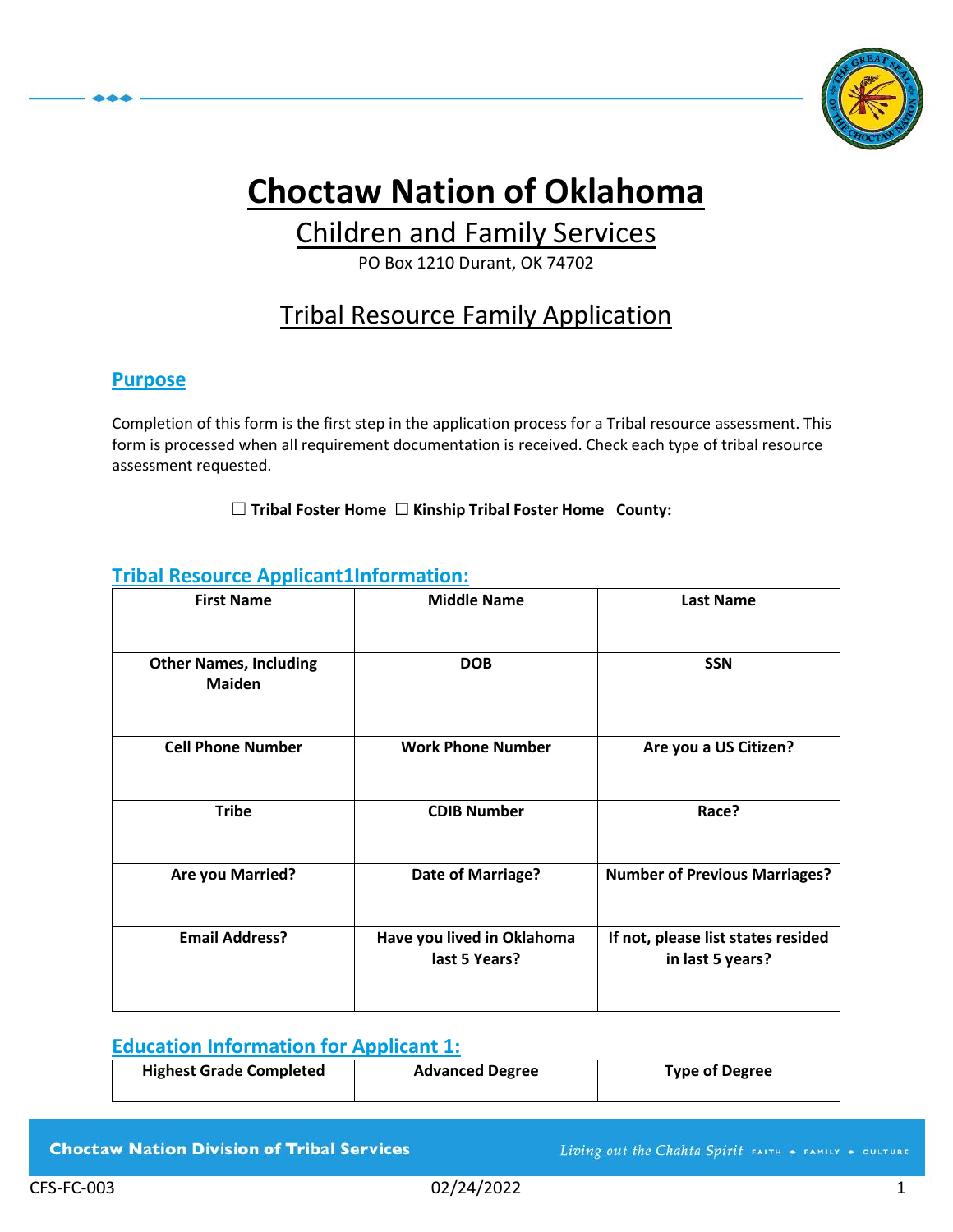# Choctaw Nation of Oklahoma

## Children and Family Services

PO Box 1210 Durant, OK 74702

## Tribal Resource Family Application

### Purpose

Completion of this form is the first step in the application process for a Tribal resource assessment. This form is processed when all requirement documentation is received. Check each type of tribal resource assessment requested.

☐ **Tribal Foster Home** ☐ **Kinship Tribal Foster Home** **County:**

### Tribal Resource Applicant1Information:

| First Name | Middle Name | Last Name |
|---|---|---|
| | | |
| **Other Names, Including Maiden** | **DOB** | **SSN** |
| | | |
| **Cell Phone Number** | **Work Phone Number** | **Are you a US Citizen?** |
| | | |
| **Tribe** | **CDIB Number** | **Race?** |
| | | |
| **Are you Married?** | **Date of Marriage?** | **Number of Previous Marriages?** |
| | | |
| **Email Address?** | **Have you lived in Oklahoma last 5 Years?** | **If not, please list states resided in last 5 years?** |
| | | |

### Education Information for Applicant 1:

| Highest Grade Completed | Advanced Degree | Type of Degree |
|---|---|---|
| | | |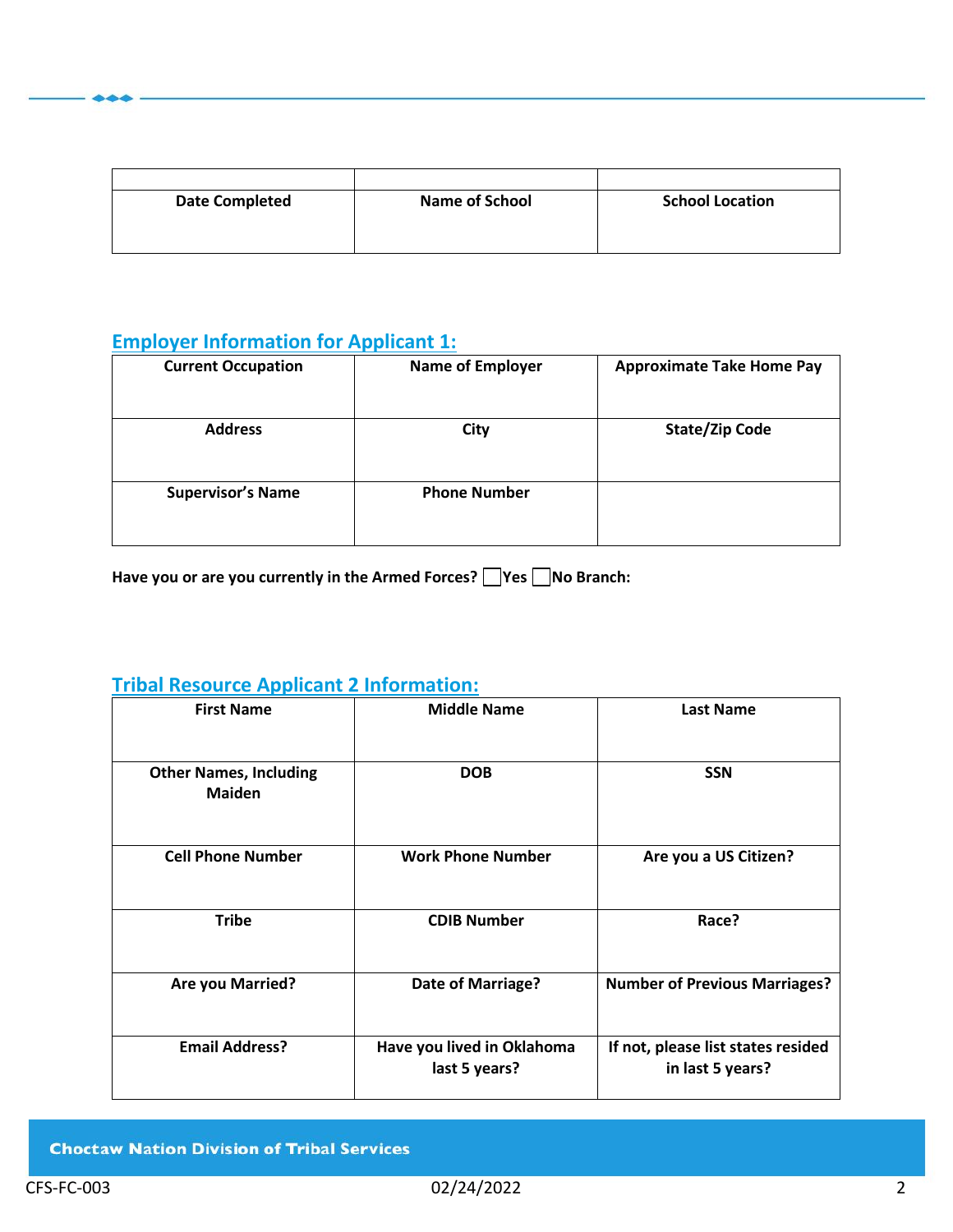| | | |
|---|---|---|
| Date Completed | Name of School | School Location |

## Employer Information for Applicant 1:

| Current Occupation | Name of Employer | Approximate Take Home Pay |
|---|---|---|
| Address | City | State/Zip Code |
| Supervisor's Name | Phone Number | |

**Have you or are you currently in the Armed Forces? ☐Yes ☐No Branch:**

## Tribal Resource Applicant 2 Information:

| First Name | Middle Name | Last Name |
|---|---|---|
| Other Names, Including Maiden | DOB | SSN |
| Cell Phone Number | Work Phone Number | Are you a US Citizen? |
| Tribe | CDIB Number | Race? |
| Are you Married? | Date of Marriage? | Number of Previous Marriages? |
| Email Address? | Have you lived in Oklahoma last 5 years? | If not, please list states resided in last 5 years? |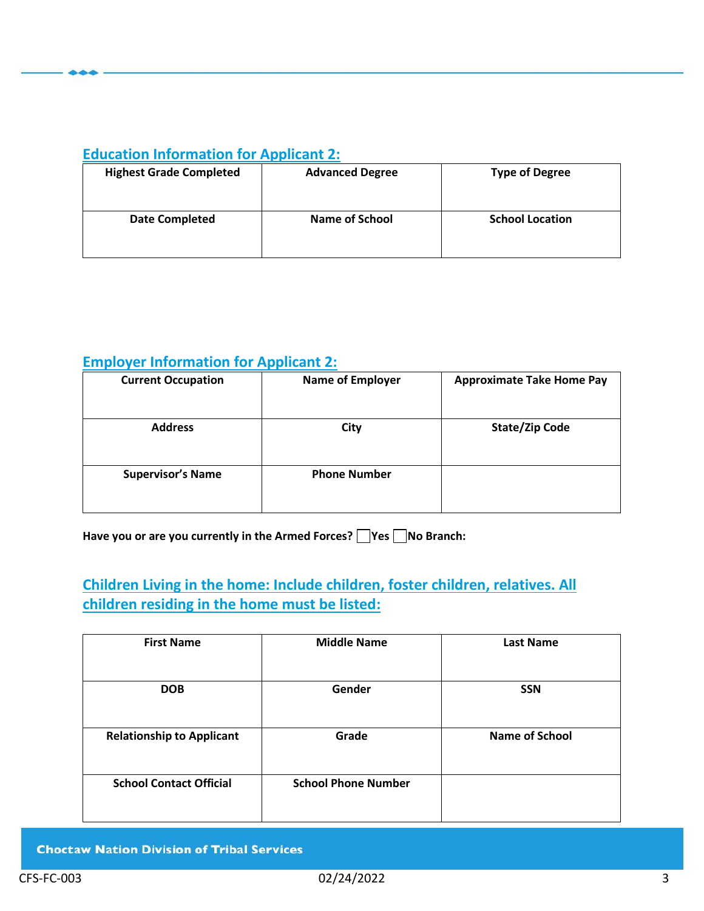## Education Information for Applicant 2:

| Highest Grade Completed | Advanced Degree | Type of Degree |
|---|---|---|
| **Date Completed** | **Name of School** | **School Location** |

## Employer Information for Applicant 2:

| Current Occupation | Name of Employer | Approximate Take Home Pay |
|---|---|---|
| **Address** | **City** | **State/Zip Code** |
| **Supervisor's Name** | **Phone Number** | |

**Have you or are you currently in the Armed Forces? ☐ Yes ☐ No Branch:**

## Children Living in the home: Include children, foster children, relatives. All children residing in the home must be listed:

| First Name | Middle Name | Last Name |
|---|---|---|
| **DOB** | **Gender** | **SSN** |
| **Relationship to Applicant** | **Grade** | **Name of School** |
| **School Contact Official** | **School Phone Number** | |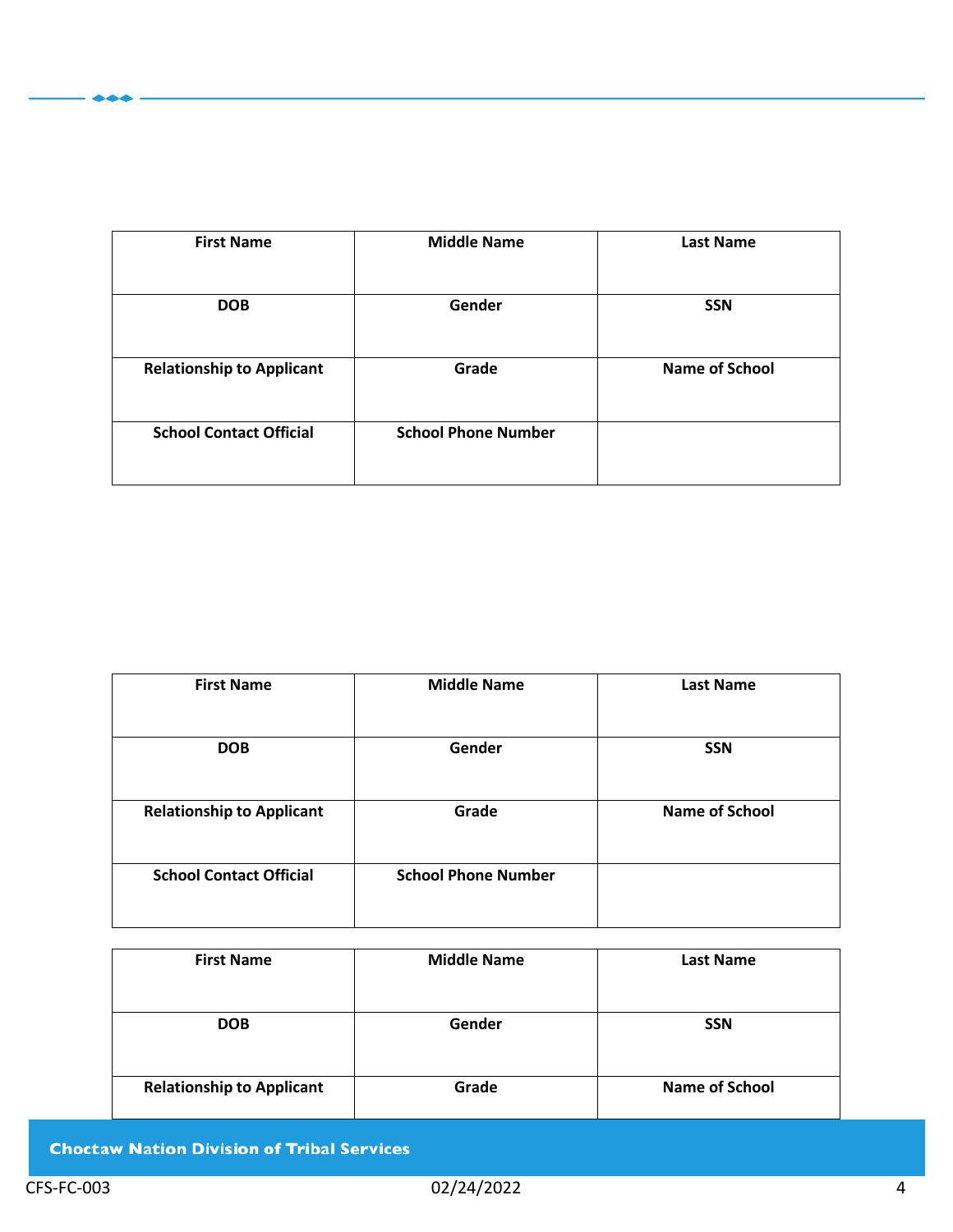| First Name | Middle Name | Last Name |
| --- | --- | --- |
| DOB | Gender | SSN |
| Relationship to Applicant | Grade | Name of School |
| School Contact Official | School Phone Number | |

| First Name | Middle Name | Last Name |
| --- | --- | --- |
| DOB | Gender | SSN |
| Relationship to Applicant | Grade | Name of School |
| School Contact Official | School Phone Number | |

| First Name | Middle Name | Last Name |
| --- | --- | --- |
| DOB | Gender | SSN |
| Relationship to Applicant | Grade | Name of School |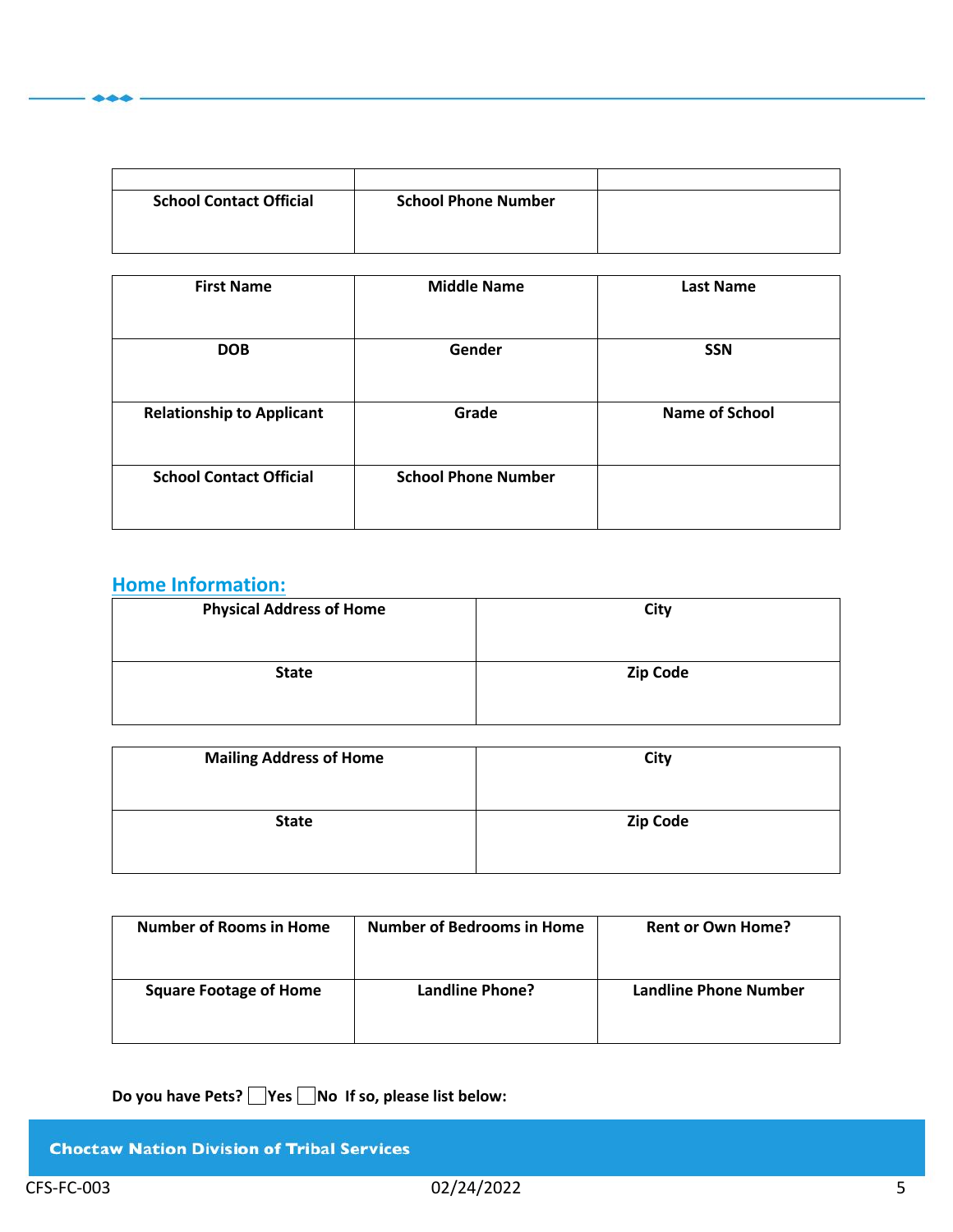| | | |
|---|---|---|
| School Contact Official | School Phone Number | |

| First Name | Middle Name | Last Name |
|---|---|---|
| DOB | Gender | SSN |
| Relationship to Applicant | Grade | Name of School |
| School Contact Official | School Phone Number | |

## Home Information:

| Physical Address of Home | City |
|---|---|
| State | Zip Code |

| Mailing Address of Home | City |
|---|---|
| State | Zip Code |

| Number of Rooms in Home | Number of Bedrooms in Home | Rent or Own Home? |
|---|---|---|
| Square Footage of Home | Landline Phone? | Landline Phone Number |

**Do you have Pets?** ☐ **Yes** ☐ **No If so, please list below:**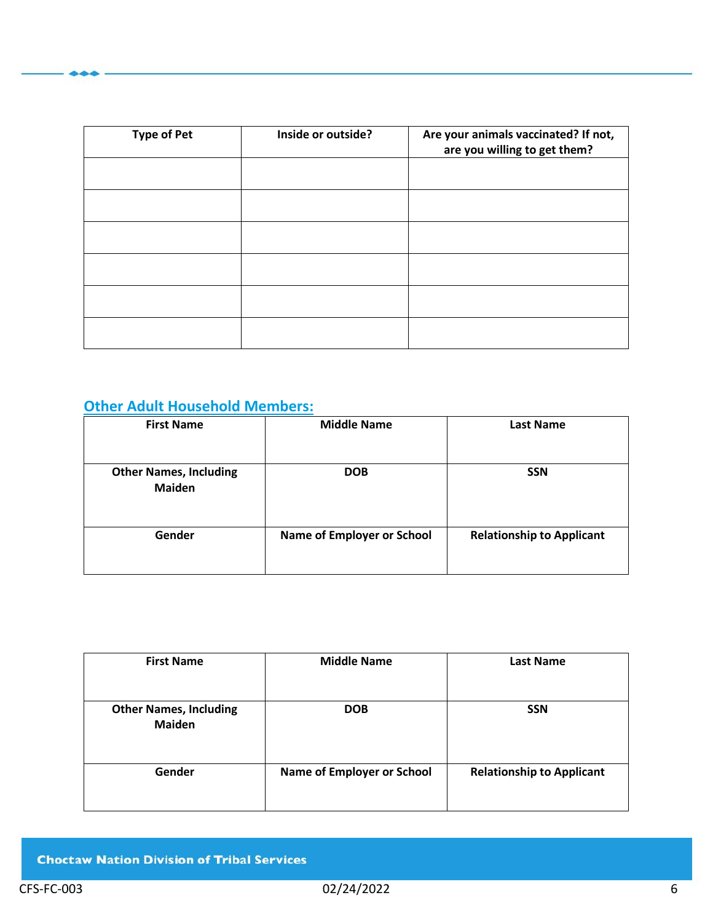| Type of Pet | Inside or outside? | Are your animals vaccinated? If not, are you willing to get them? |
|---|---|---|
| | | |
| | | |
| | | |
| | | |
| | | |
| | | |

## Other Adult Household Members:

| First Name | Middle Name | Last Name |
|---|---|---|
| | | |
| **Other Names, Including Maiden** | **DOB** | **SSN** |
| | | |
| **Gender** | **Name of Employer or School** | **Relationship to Applicant** |
| | | |

| First Name | Middle Name | Last Name |
|---|---|---|
| | | |
| **Other Names, Including Maiden** | **DOB** | **SSN** |
| | | |
| **Gender** | **Name of Employer or School** | **Relationship to Applicant** |
| | | |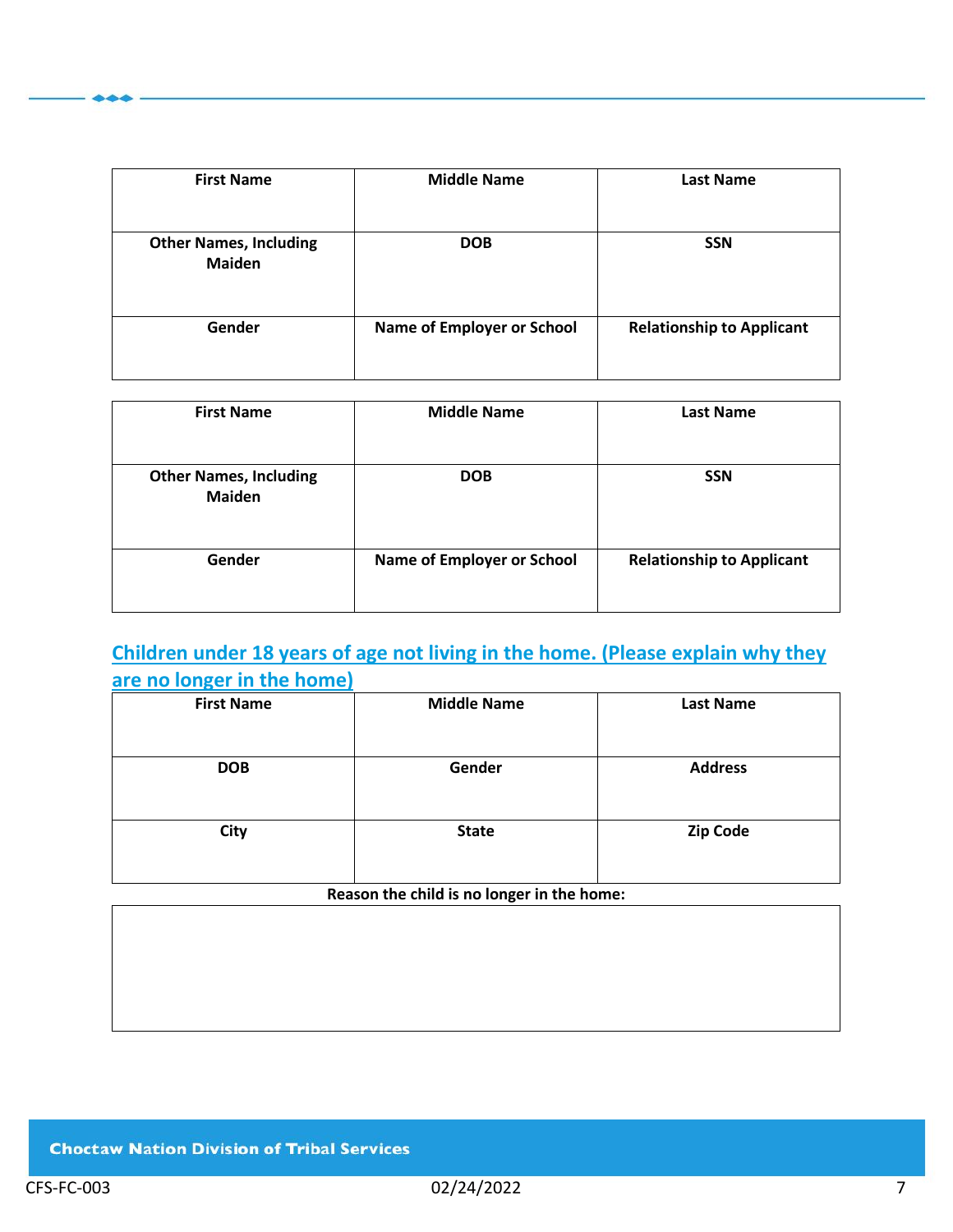| First Name | Middle Name | Last Name |
|---|---|---|
| | | |
| **Other Names, Including Maiden** | **DOB** | **SSN** |
| | | |
| **Gender** | **Name of Employer or School** | **Relationship to Applicant** |
| | | |

| First Name | Middle Name | Last Name |
|---|---|---|
| | | |
| **Other Names, Including Maiden** | **DOB** | **SSN** |
| | | |
| **Gender** | **Name of Employer or School** | **Relationship to Applicant** |
| | | |

## Children under 18 years of age not living in the home. (Please explain why they are no longer in the home)

| First Name | Middle Name | Last Name |
|---|---|---|
| | | |
| **DOB** | **Gender** | **Address** |
| | | |
| **City** | **State** | **Zip Code** |
| | | |

**Reason the child is no longer in the home:**

| |
|---|
| |

CFS-FC-003 02/24/2022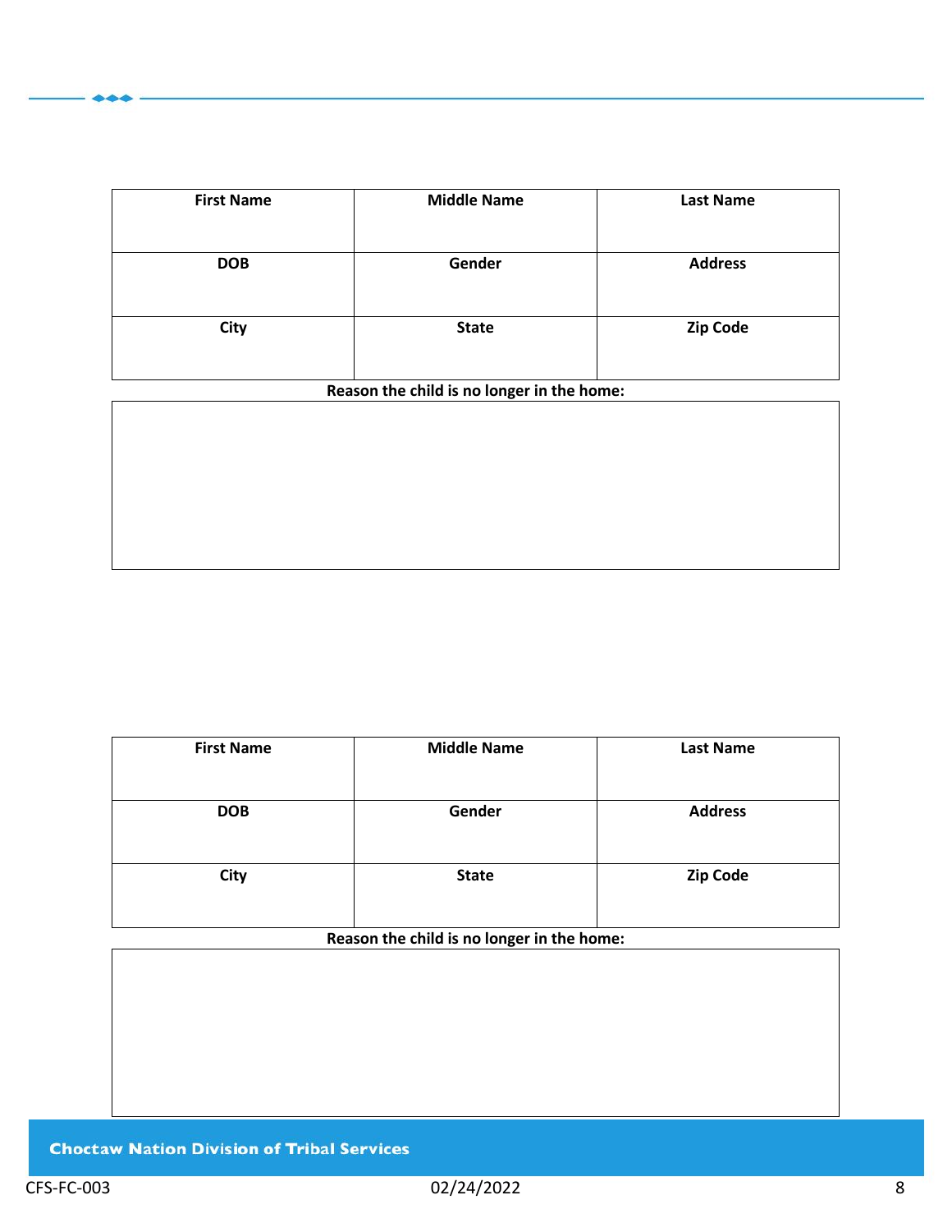| First Name | Middle Name | Last Name |
|---|---|---|
| | | |
| **DOB** | **Gender** | **Address** |
| | | |
| **City** | **State** | **Zip Code** |
| | | |

**Reason the child is no longer in the home:**

| |
|---|
| |

| First Name | Middle Name | Last Name |
|---|---|---|
| | | |
| **DOB** | **Gender** | **Address** |
| | | |
| **City** | **State** | **Zip Code** |
| | | |

**Reason the child is no longer in the home:**

| |
|---|
| |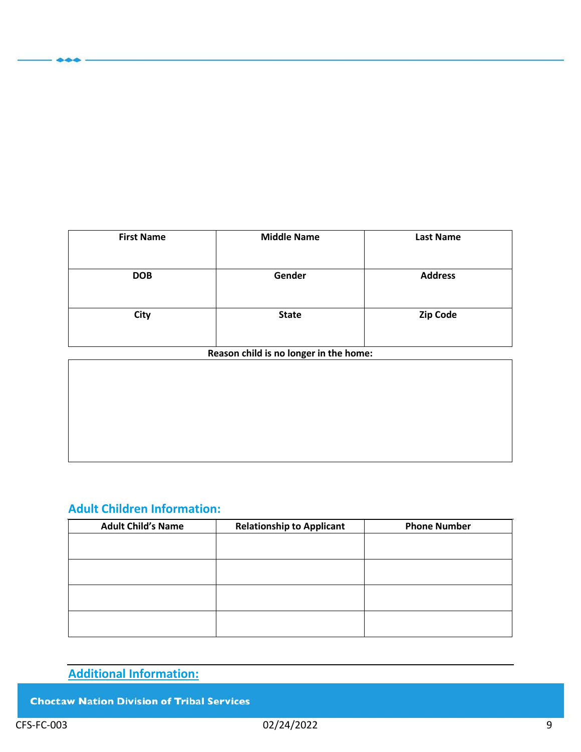| First Name | Middle Name | Last Name |
| --- | --- | --- |
| | | |
| **DOB** | **Gender** | **Address** |
| | | |
| **City** | **State** | **Zip Code** |
| | | |

**Reason child is no longer in the home:**

| |
| --- |
| |

## Adult Children Information:

| Adult Child's Name | Relationship to Applicant | Phone Number |
| --- | --- | --- |
| | | |
| | | |
| | | |
| | | |

## Additional Information: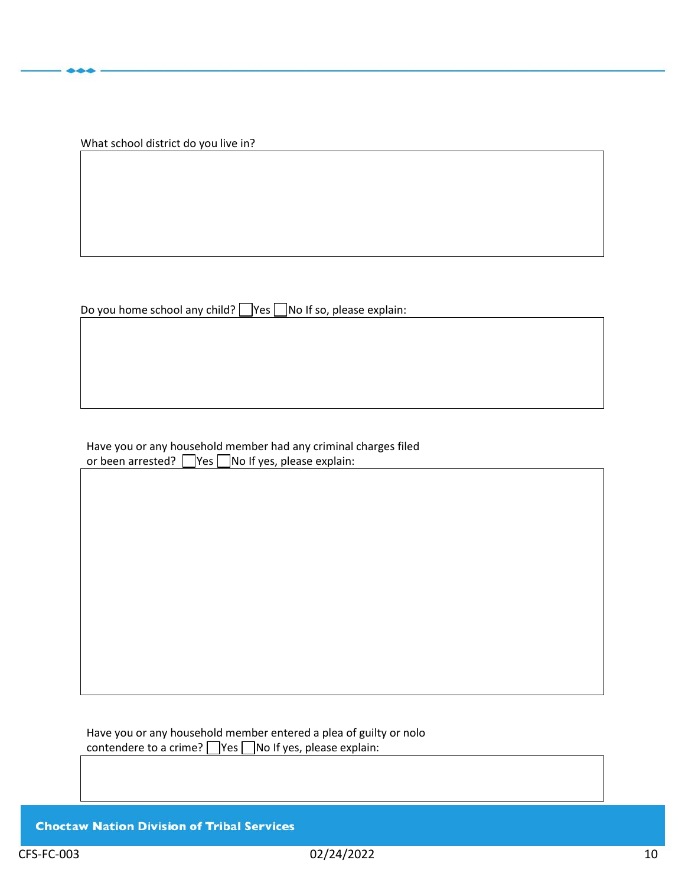What school district do you live in?

Do you home school any child? ☐ Yes ☐ No If so, please explain:

Have you or any household member had any criminal charges filed or been arrested? ☐ Yes ☐ No If yes, please explain:

Have you or any household member entered a plea of guilty or nolo contendere to a crime? ☐ Yes ☐ No If yes, please explain: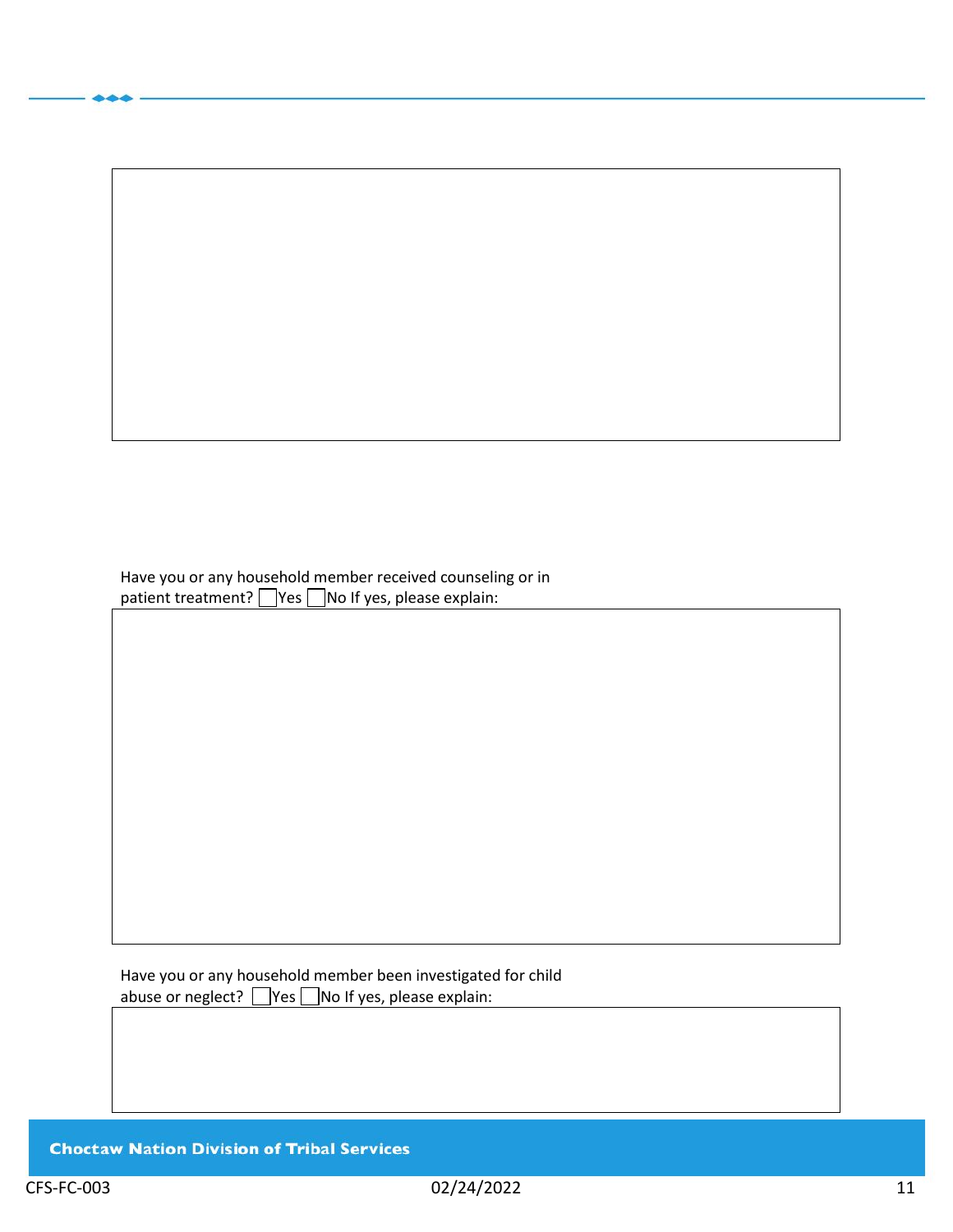Have you or any household member received counseling or in patient treatment? ☐ Yes ☐ No If yes, please explain:

Have you or any household member been investigated for child abuse or neglect? ☐ Yes ☐ No If yes, please explain: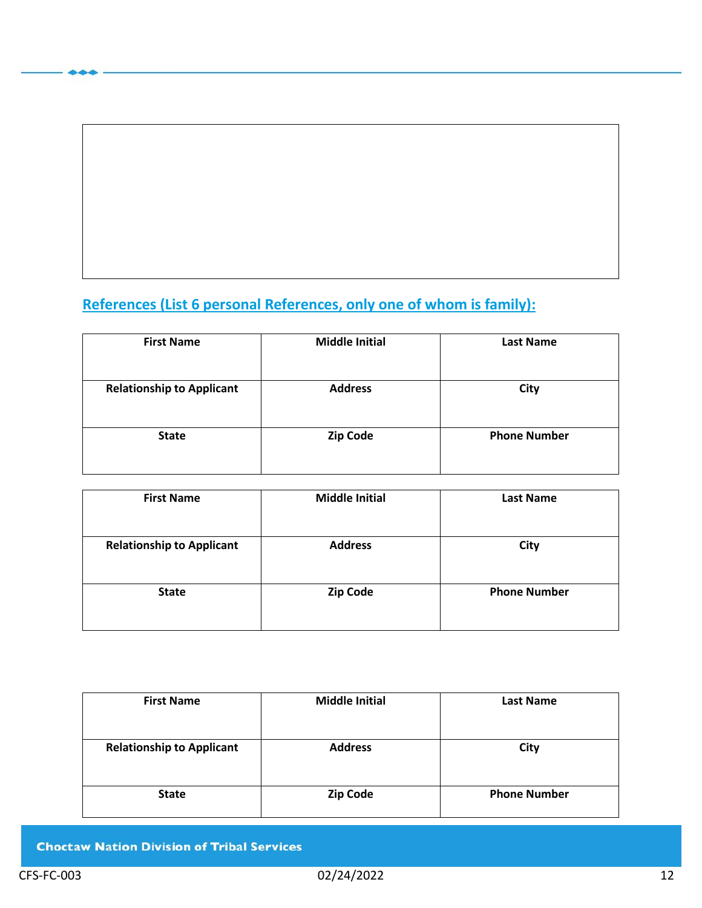## References (List 6 personal References, only one of whom is family):

| First Name | Middle Initial | Last Name |
|---|---|---|
| | | |
| **Relationship to Applicant** | **Address** | **City** |
| | | |
| **State** | **Zip Code** | **Phone Number** |
| | | |

| First Name | Middle Initial | Last Name |
|---|---|---|
| | | |
| **Relationship to Applicant** | **Address** | **City** |
| | | |
| **State** | **Zip Code** | **Phone Number** |
| | | |

| First Name | Middle Initial | Last Name |
|---|---|---|
| | | |
| **Relationship to Applicant** | **Address** | **City** |
| | | |
| **State** | **Zip Code** | **Phone Number** |
| | | |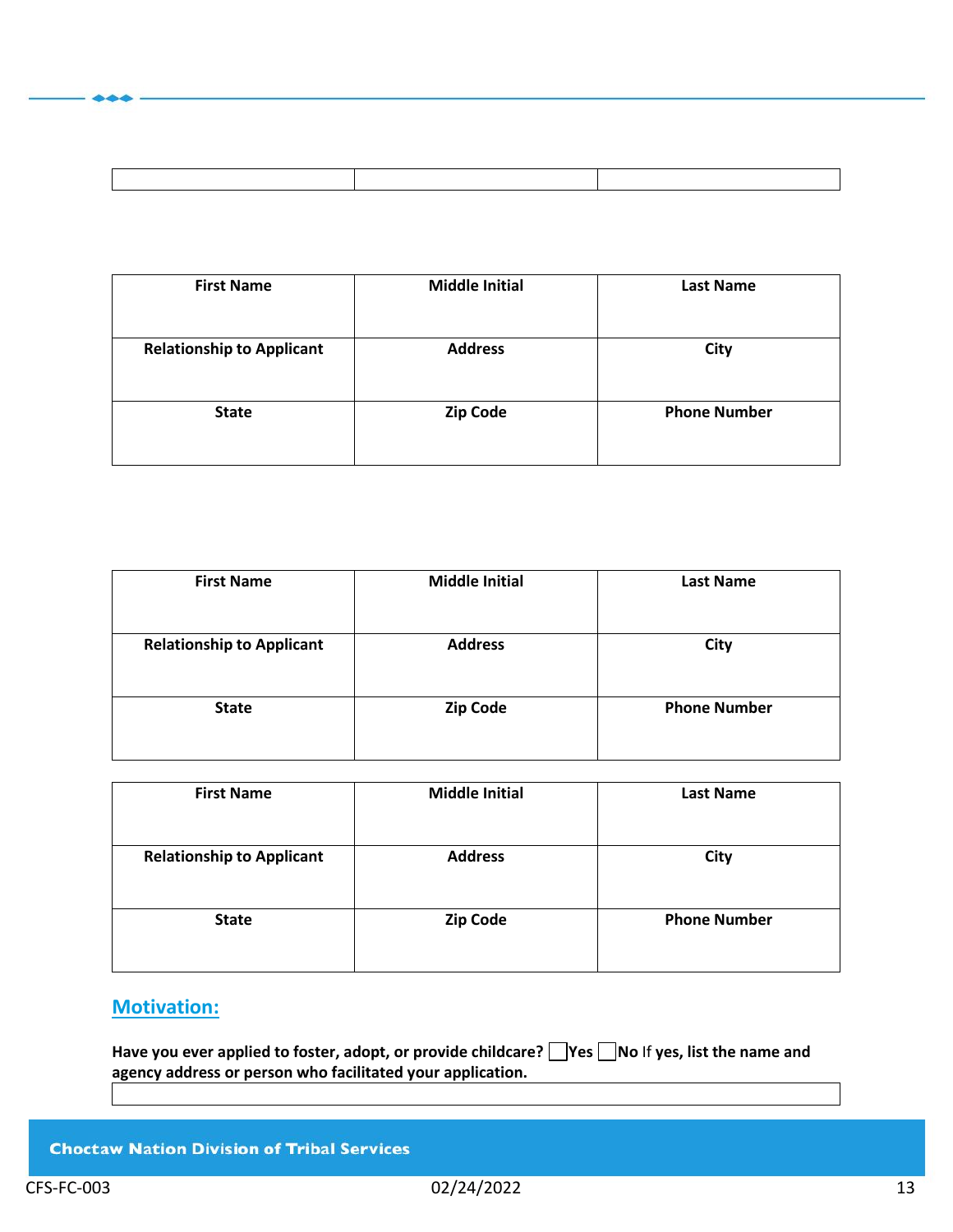| | | |
|---|---|---|
| | | |

| First Name | Middle Initial | Last Name |
|---|---|---|
| **Relationship to Applicant** | **Address** | **City** |
| **State** | **Zip Code** | **Phone Number** |

| First Name | Middle Initial | Last Name |
|---|---|---|
| **Relationship to Applicant** | **Address** | **City** |
| **State** | **Zip Code** | **Phone Number** |

| First Name | Middle Initial | Last Name |
|---|---|---|
| **Relationship to Applicant** | **Address** | **City** |
| **State** | **Zip Code** | **Phone Number** |

## Motivation:

**Have you ever applied to foster, adopt, or provide childcare?** ☐ **Yes** ☐ **No** If **yes, list the name and agency address or person who facilitated your application.**

| |
|---|
| |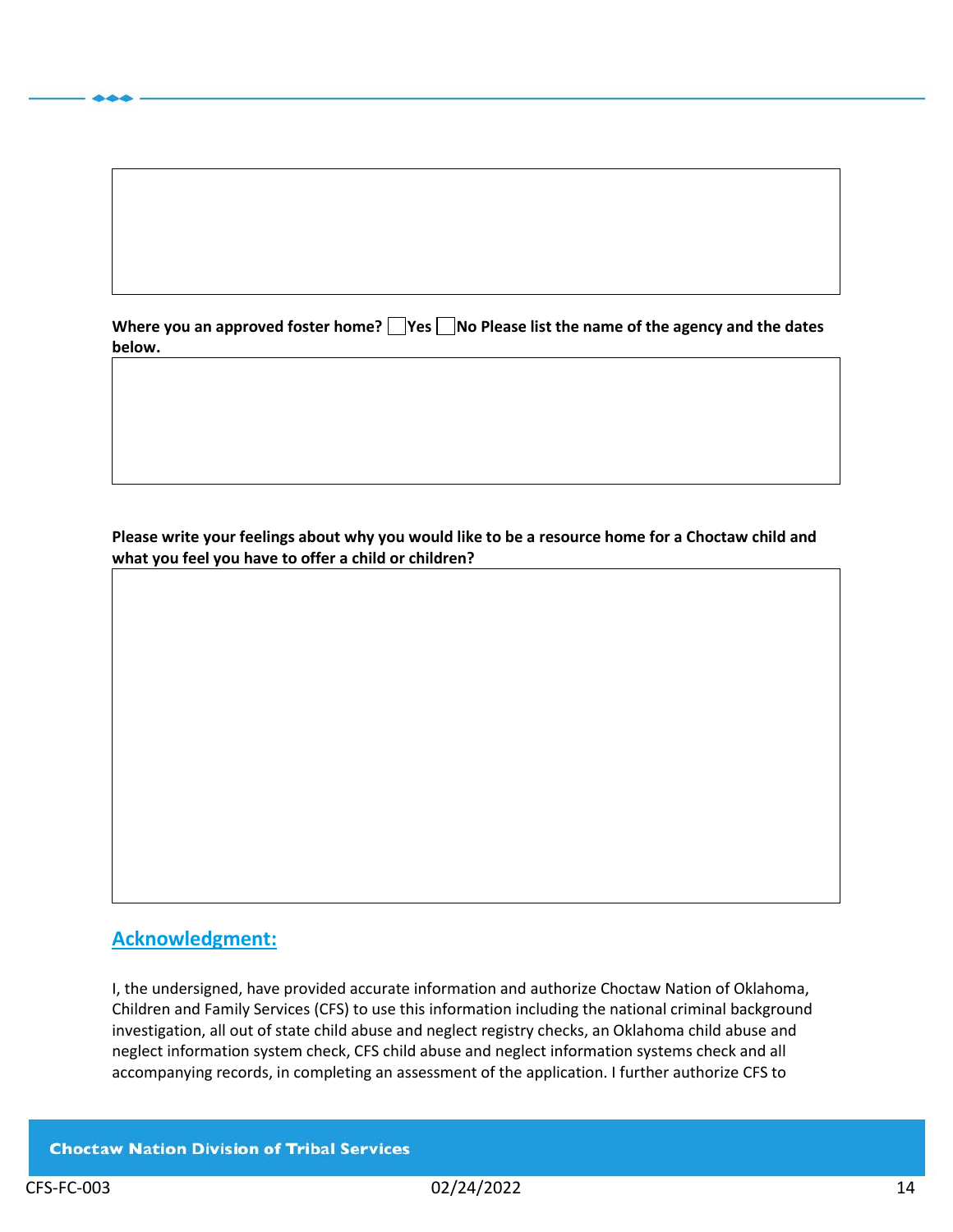**Where you an approved foster home?** ☐ **Yes** ☐ **No Please list the name of the agency and the dates below.**

**Please write your feelings about why you would like to be a resource home for a Choctaw child and what you feel you have to offer a child or children?**

## Acknowledgment:

I, the undersigned, have provided accurate information and authorize Choctaw Nation of Oklahoma, Children and Family Services (CFS) to use this information including the national criminal background investigation, all out of state child abuse and neglect registry checks, an Oklahoma child abuse and neglect information system check, CFS child abuse and neglect information systems check and all accompanying records, in completing an assessment of the application. I further authorize CFS to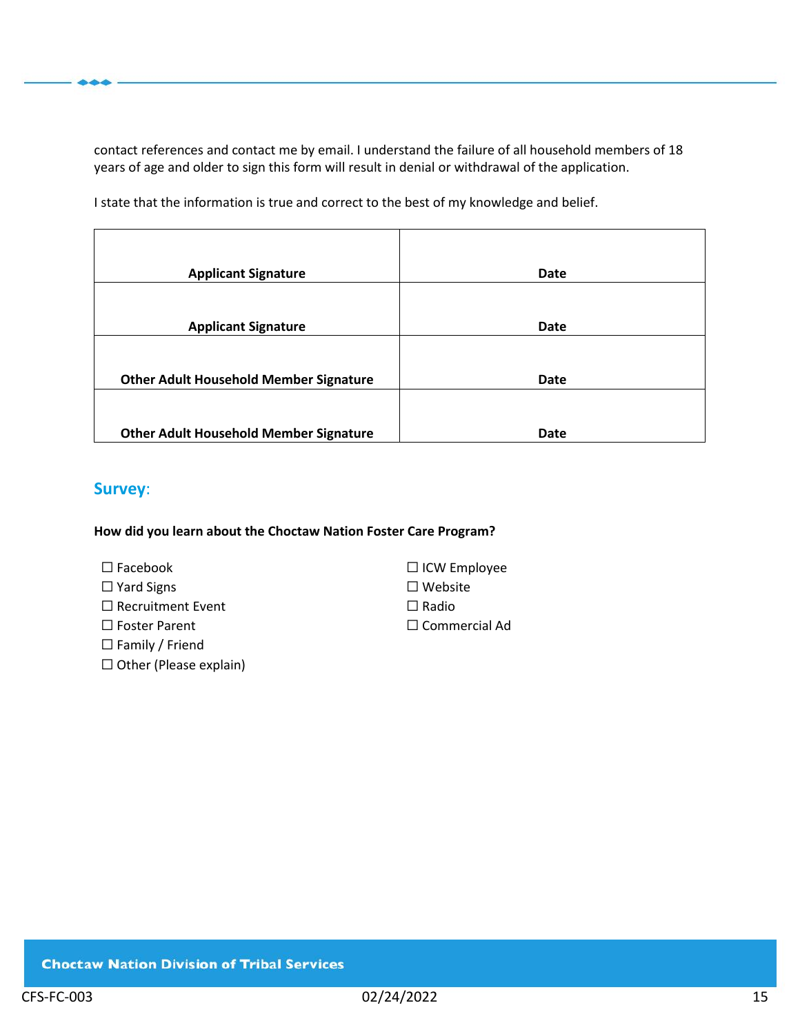contact references and contact me by email. I understand the failure of all household members of 18 years of age and older to sign this form will result in denial or withdrawal of the application.

I state that the information is true and correct to the best of my knowledge and belief.

| | |
|---|---|
| **Applicant Signature** | **Date** |
| **Applicant Signature** | **Date** |
| **Other Adult Household Member Signature** | **Date** |
| **Other Adult Household Member Signature** | **Date** |

## Survey:

**How did you learn about the Choctaw Nation Foster Care Program?**

☐ Facebook
☐ Yard Signs
☐ Recruitment Event
☐ Foster Parent
☐ Family / Friend
☐ Other (Please explain)
☐ ICW Employee
☐ Website
☐ Radio
☐ Commercial Ad